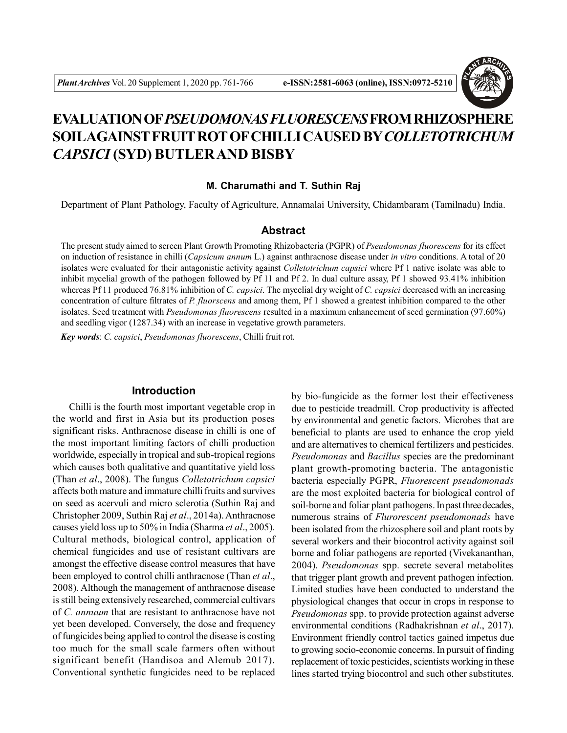# EVALUATION OF *PSEUDOMONAS FLUORESCENS* FROM RHIZOSPHERE SOIL AGAINST FRUIT ROT OF CHILLI CAUSED BY *COLLETOTRICHUM CAPSICI* (SYD) BUTLER AND BISBY

**M. Charumathi and T. Suthin Raj**

Department of Plant Pathology, Faculty of Agriculture, Annamalai University, Chidambaram (Tamilnadu) India.

## Abstract

The present study aimed to screen Plant Growth Promoting Rhizobacteria (PGPR) of *Pseudomonas fluorescens* for its effect on induction of resistance in chilli (*Capsicum annum* L.) against anthracnose disease under *in vitro* conditions. A total of 20 isolates were evaluated for their antagonistic activity against *Colletotrichum capsici* where Pf 1 native isolate was able to inhibit mycelial growth of the pathogen followed by Pf 11 and Pf 2. In dual culture assay, Pf 1 showed 93.41% inhibition whereas Pf 11 produced 76.81% inhibition of *C. capsici*. The mycelial dry weight of *C. capsici* decreased with an increasing concentration of culture filtrates of *P. fluorscens* and among them, Pf 1 showed a greatest inhibition compared to the other isolates. Seed treatment with *Pseudomonas fluorescens* resulted in a maximum enhancement of seed germination (97.60%) and seedling vigor (1287.34) with an increase in vegetative growth parameters.

***Key words***: *C. capsici*, *Pseudomonas fluorescens*, Chilli fruit rot.

## Introduction

Chilli is the fourth most important vegetable crop in the world and first in Asia but its production poses significant risks. Anthracnose disease in chilli is one of the most important limiting factors of chilli production worldwide, especially in tropical and sub-tropical regions which causes both qualitative and quantitative yield loss (Than *et al*., 2008). The fungus *Colletotrichum capsici* affects both mature and immature chilli fruits and survives on seed as acervuli and micro sclerotia (Suthin Raj and Christopher 2009, Suthin Raj *et al*., 2014a). Anthracnose causes yield loss up to 50% in India (Sharma *et al*., 2005). Cultural methods, biological control, application of chemical fungicides and use of resistant cultivars are amongst the effective disease control measures that have been employed to control chilli anthracnose (Than *et al*., 2008). Although the management of anthracnose disease is still being extensively researched, commercial cultivars of *C. annuum* that are resistant to anthracnose have not yet been developed. Conversely, the dose and frequency of fungicides being applied to control the disease is costing too much for the small scale farmers often without significant benefit (Handisoa and Alemub 2017). Conventional synthetic fungicides need to be replaced by bio-fungicide as the former lost their effectiveness due to pesticide treadmill. Crop productivity is affected by environmental and genetic factors. Microbes that are beneficial to plants are used to enhance the crop yield and are alternatives to chemical fertilizers and pesticides. *Pseudomonas* and *Bacillus* species are the predominant plant growth-promoting bacteria. The antagonistic bacteria especially PGPR, *Fluorescent pseudomonads* are the most exploited bacteria for biological control of soil-borne and foliar plant pathogens. In past three decades, numerous strains of *Flurorescent pseudomonads* have been isolated from the rhizosphere soil and plant roots by several workers and their biocontrol activity against soil borne and foliar pathogens are reported (Vivekananthan, 2004). *Pseudomonas* spp. secrete several metabolites that trigger plant growth and prevent pathogen infection. Limited studies have been conducted to understand the physiological changes that occur in crops in response to *Pseudomonas* spp. to provide protection against adverse environmental conditions (Radhakrishnan *et al*., 2017). Environment friendly control tactics gained impetus due to growing socio-economic concerns. In pursuit of finding replacement of toxic pesticides, scientists working in these lines started trying biocontrol and such other substitutes.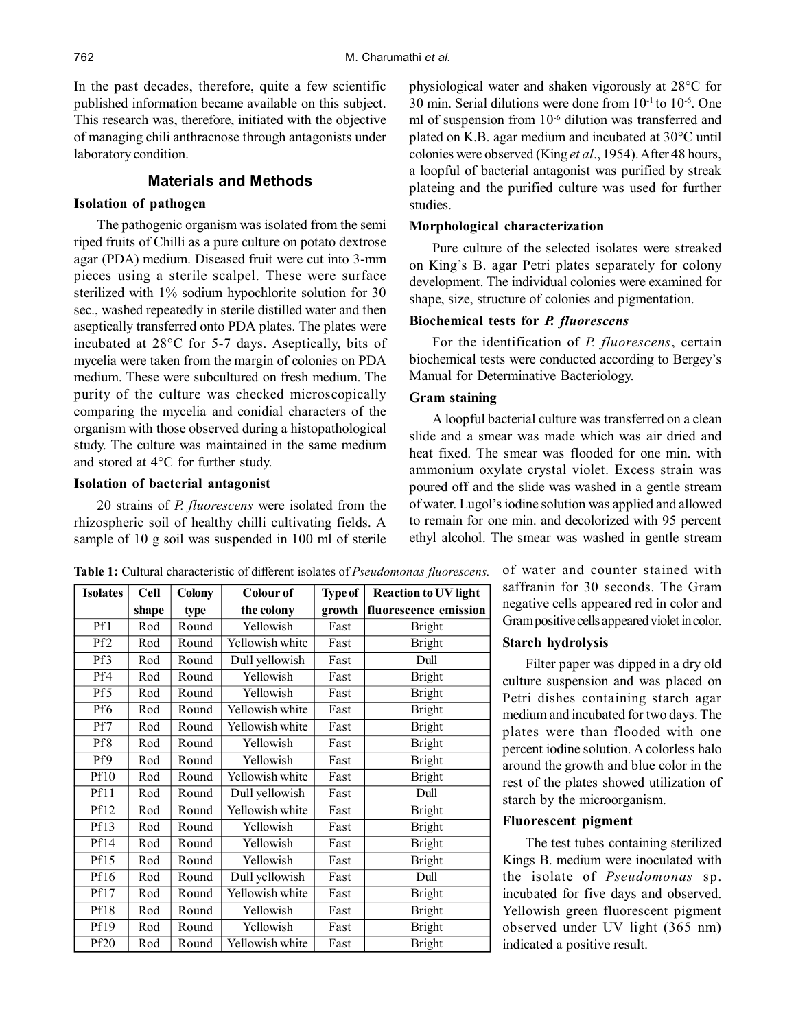In the past decades, therefore, quite a few scientific published information became available on this subject. This research was, therefore, initiated with the objective of managing chili anthracnose through antagonists under laboratory condition.

## Materials and Methods

### Isolation of pathogen

The pathogenic organism was isolated from the semi riped fruits of Chilli as a pure culture on potato dextrose agar (PDA) medium. Diseased fruit were cut into 3-mm pieces using a sterile scalpel. These were surface sterilized with 1% sodium hypochlorite solution for 30 sec., washed repeatedly in sterile distilled water and then aseptically transferred onto PDA plates. The plates were incubated at 28°C for 5-7 days. Aseptically, bits of mycelia were taken from the margin of colonies on PDA medium. These were subcultured on fresh medium. The purity of the culture was checked microscopically comparing the mycelia and conidial characters of the organism with those observed during a histopathological study. The culture was maintained in the same medium and stored at 4°C for further study.

### Isolation of bacterial antagonist

20 strains of *P. fluorescens* were isolated from the rhizospheric soil of healthy chilli cultivating fields. A sample of 10 g soil was suspended in 100 ml of sterile physiological water and shaken vigorously at 28°C for 30 min. Serial dilutions were done from $10^{-1}$ to $10^{-6}$. One ml of suspension from $10^{-6}$ dilution was transferred and plated on K.B. agar medium and incubated at 30°C until colonies were observed (King *et al*., 1954). After 48 hours, a loopful of bacterial antagonist was purified by streak plateing and the purified culture was used for further studies.

### Morphological characterization

Pure culture of the selected isolates were streaked on King's B. agar Petri plates separately for colony development. The individual colonies were examined for shape, size, structure of colonies and pigmentation.

### Biochemical tests for *P. fluorescens*

For the identification of *P. fluorescens*, certain biochemical tests were conducted according to Bergey's Manual for Determinative Bacteriology.

### Gram staining

A loopful bacterial culture was transferred on a clean slide and a smear was made which was air dried and heat fixed. The smear was flooded for one min. with ammonium oxylate crystal violet. Excess strain was poured off and the slide was washed in a gentle stream of water. Lugol's iodine solution was applied and allowed to remain for one min. and decolorized with 95 percent ethyl alcohol. The smear was washed in gentle stream of water and counter stained with saffranin for 30 seconds. The Gram negative cells appeared red in color and Gram positive cells appeared violet in color.

**Table 1:** Cultural characteristic of different isolates of *Pseudomonas fluorescens.*

| Isolates | Cell shape | Colony type | Colour of the colony | Type of growth | Reaction to UV light fluorescence emission |
|---|---|---|---|---|---|
| Pf1 | Rod | Round | Yellowish | Fast | Bright |
| Pf2 | Rod | Round | Yellowish white | Fast | Bright |
| Pf3 | Rod | Round | Dull yellowish | Fast | Dull |
| Pf4 | Rod | Round | Yellowish | Fast | Bright |
| Pf5 | Rod | Round | Yellowish | Fast | Bright |
| Pf6 | Rod | Round | Yellowish white | Fast | Bright |
| Pf7 | Rod | Round | Yellowish white | Fast | Bright |
| Pf8 | Rod | Round | Yellowish | Fast | Bright |
| Pf9 | Rod | Round | Yellowish | Fast | Bright |
| Pf10 | Rod | Round | Yellowish white | Fast | Bright |
| Pf11 | Rod | Round | Dull yellowish | Fast | Dull |
| Pf12 | Rod | Round | Yellowish white | Fast | Bright |
| Pf13 | Rod | Round | Yellowish | Fast | Bright |
| Pf14 | Rod | Round | Yellowish | Fast | Bright |
| Pf15 | Rod | Round | Yellowish | Fast | Bright |
| Pf16 | Rod | Round | Dull yellowish | Fast | Dull |
| Pf17 | Rod | Round | Yellowish white | Fast | Bright |
| Pf18 | Rod | Round | Yellowish | Fast | Bright |
| Pf19 | Rod | Round | Yellowish | Fast | Bright |
| Pf20 | Rod | Round | Yellowish white | Fast | Bright |

### Starch hydrolysis

Filter paper was dipped in a dry old culture suspension and was placed on Petri dishes containing starch agar medium and incubated for two days. The plates were than flooded with one percent iodine solution. A colorless halo around the growth and blue color in the rest of the plates showed utilization of starch by the microorganism.

### Fluorescent pigment

The test tubes containing sterilized Kings B. medium were inoculated with the isolate of *Pseudomonas* sp. incubated for five days and observed. Yellowish green fluorescent pigment observed under UV light (365 nm) indicated a positive result.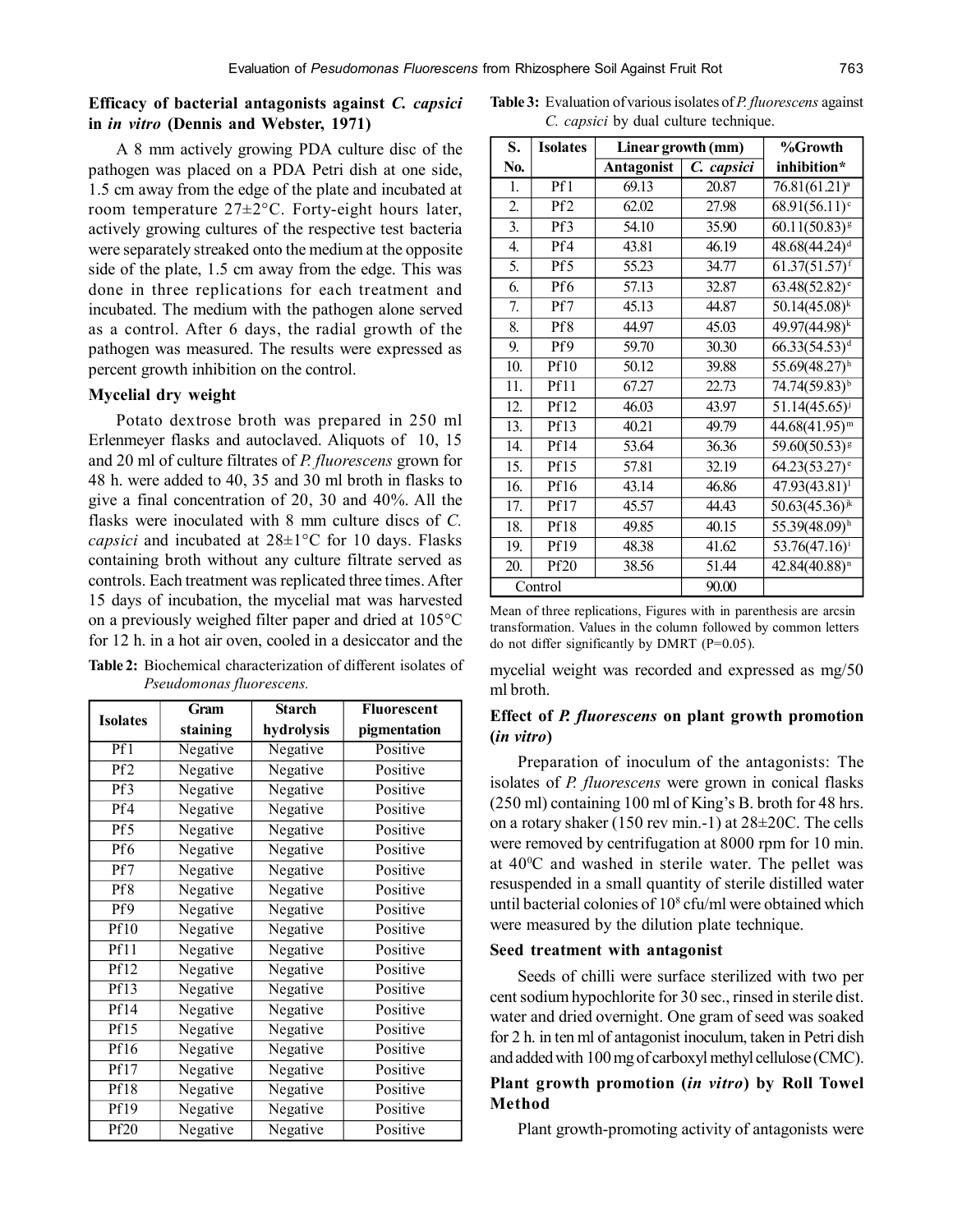### Efficacy of bacterial antagonists against *C. capsici* in *in vitro* (Dennis and Webster, 1971)

A 8 mm actively growing PDA culture disc of the pathogen was placed on a PDA Petri dish at one side, 1.5 cm away from the edge of the plate and incubated at room temperature 27±2°C. Forty-eight hours later, actively growing cultures of the respective test bacteria were separately streaked onto the medium at the opposite side of the plate, 1.5 cm away from the edge. This was done in three replications for each treatment and incubated. The medium with the pathogen alone served as a control. After 6 days, the radial growth of the pathogen was measured. The results were expressed as percent growth inhibition on the control.

### Mycelial dry weight

Potato dextrose broth was prepared in 250 ml Erlenmeyer flasks and autoclaved. Aliquots of 10, 15 and 20 ml of culture filtrates of *P. fluorescens* grown for 48 h. were added to 40, 35 and 30 ml broth in flasks to give a final concentration of 20, 30 and 40%. All the flasks were inoculated with 8 mm culture discs of *C. capsici* and incubated at 28±1°C for 10 days. Flasks containing broth without any culture filtrate served as controls. Each treatment was replicated three times. After 15 days of incubation, the mycelial mat was harvested on a previously weighed filter paper and dried at 105°C for 12 h. in a hot air oven, cooled in a desiccator and the mycelial weight was recorded and expressed as mg/50 ml broth.

**Table 2:** Biochemical characterization of different isolates of *Pseudomonas fluorescens.*

| Isolates | Gram staining | Starch hydrolysis | Fluorescent pigmentation |
|---|---|---|---|
| Pf1 | Negative | Negative | Positive |
| Pf2 | Negative | Negative | Positive |
| Pf3 | Negative | Negative | Positive |
| Pf4 | Negative | Negative | Positive |
| Pf5 | Negative | Negative | Positive |
| Pf6 | Negative | Negative | Positive |
| Pf7 | Negative | Negative | Positive |
| Pf8 | Negative | Negative | Positive |
| Pf9 | Negative | Negative | Positive |
| Pf10 | Negative | Negative | Positive |
| Pf11 | Negative | Negative | Positive |
| Pf12 | Negative | Negative | Positive |
| Pf13 | Negative | Negative | Positive |
| Pf14 | Negative | Negative | Positive |
| Pf15 | Negative | Negative | Positive |
| Pf16 | Negative | Negative | Positive |
| Pf17 | Negative | Negative | Positive |
| Pf18 | Negative | Negative | Positive |
| Pf19 | Negative | Negative | Positive |
| Pf20 | Negative | Negative | Positive |

**Table 3:** Evaluation of various isolates of *P. fluorescens* against *C. capsici* by dual culture technique.

| S. No. | Isolates | Linear growth (mm) | | %Growth inhibition* |
|---|---|---|---|---|
| | | Antagonist | *C. capsici* | |
| 1. | Pf1 | 69.13 | 20.87 | 76.81(61.21)[a] |
| 2. | Pf2 | 62.02 | 27.98 | 68.91(56.11)[c] |
| 3. | Pf3 | 54.10 | 35.90 | 60.11(50.83)[g] |
| 4. | Pf4 | 43.81 | 46.19 | 48.68(44.24)[d] |
| 5. | Pf5 | 55.23 | 34.77 | 61.37(51.57)[f] |
| 6. | Pf6 | 57.13 | 32.87 | 63.48(52.82)[e] |
| 7. | Pf7 | 45.13 | 44.87 | 50.14(45.08)[k] |
| 8. | Pf8 | 44.97 | 45.03 | 49.97(44.98)[k] |
| 9. | Pf9 | 59.70 | 30.30 | 66.33(54.53)[d] |
| 10. | Pf10 | 50.12 | 39.88 | 55.69(48.27)[h] |
| 11. | Pf11 | 67.27 | 22.73 | 74.74(59.83)[b] |
| 12. | Pf12 | 46.03 | 43.97 | 51.14(45.65)[j] |
| 13. | Pf13 | 40.21 | 49.79 | 44.68(41.95)[m] |
| 14. | Pf14 | 53.64 | 36.36 | 59.60(50.53)[g] |
| 15. | Pf15 | 57.81 | 32.19 | 64.23(53.27)[e] |
| 16. | Pf16 | 43.14 | 46.86 | 47.93(43.81)[l] |
| 17. | Pf17 | 45.57 | 44.43 | 50.63(45.36)[jk] |
| 18. | Pf18 | 49.85 | 40.15 | 55.39(48.09)[h] |
| 19. | Pf19 | 48.38 | 41.62 | 53.76(47.16)[i] |
| 20. | Pf20 | 38.56 | 51.44 | 42.84(40.88)[n] |
| Control | | | 90.00 | |

Mean of three replications, Figures with in parenthesis are arcsin transformation. Values in the column followed by common letters do not differ significantly by DMRT (P=0.05).

### Effect of *P. fluorescens* on plant growth promotion (*in vitro*)

Preparation of inoculum of the antagonists: The isolates of *P. fluorescens* were grown in conical flasks (250 ml) containing 100 ml of King's B. broth for 48 hrs. on a rotary shaker (150 rev min.-1) at 28±20C. The cells were removed by centrifugation at 8000 rpm for 10 min. at 40°C and washed in sterile water. The pellet was resuspended in a small quantity of sterile distilled water until bacterial colonies of $10^8$ cfu/ml were obtained which were measured by the dilution plate technique.

### Seed treatment with antagonist

Seeds of chilli were surface sterilized with two per cent sodium hypochlorite for 30 sec., rinsed in sterile dist. water and dried overnight. One gram of seed was soaked for 2 h. in ten ml of antagonist inoculum, taken in Petri dish and added with 100 mg of carboxyl methyl cellulose (CMC).

### Plant growth promotion (*in vitro*) by Roll Towel Method

Plant growth-promoting activity of antagonists were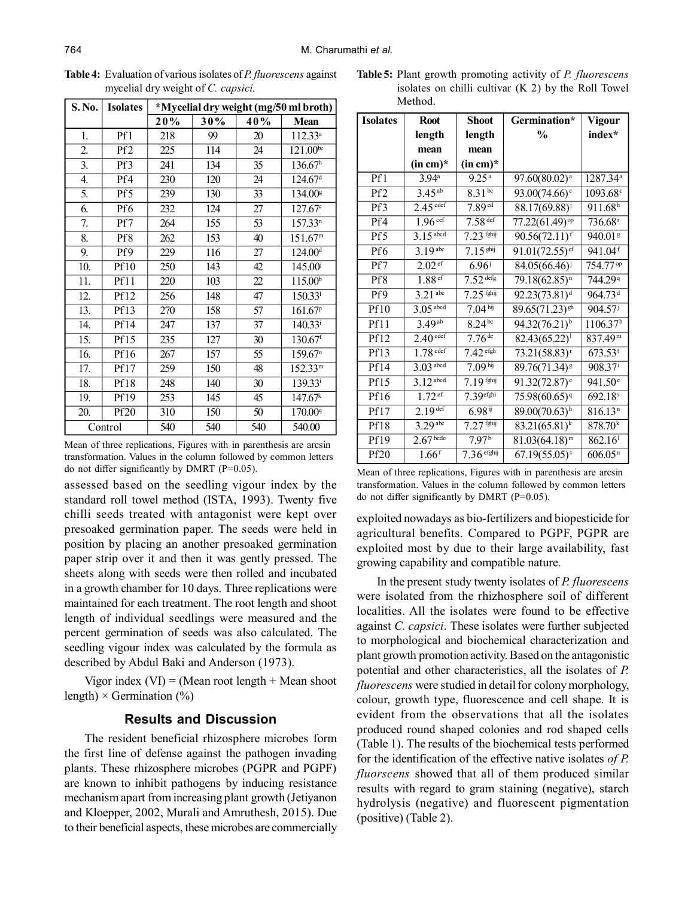**Table 4:** Evaluation of various isolates of *P. fluorescens* against mycelial dry weight of *C. capsici.*

| S. No. | Isolates | *Mycelial dry weight (mg/50 ml broth) | | | |
|---|---|---|---|---|---|
| | | 20% | 30% | 40% | Mean |
| 1. | Pf1 | 218 | 99 | 20 | 112.33$^{a}$ |
| 2. | Pf2 | 225 | 114 | 24 | 121.00$^{bc}$ |
| 3. | Pf3 | 241 | 134 | 35 | 136.67$^{h}$ |
| 4. | Pf4 | 230 | 120 | 24 | 124.67$^{d}$ |
| 5. | Pf5 | 239 | 130 | 33 | 134.00$^{g}$ |
| 6. | Pf6 | 232 | 124 | 27 | 127.67$^{e}$ |
| 7. | Pf7 | 264 | 155 | 53 | 157.33$^{n}$ |
| 8. | Pf8 | 262 | 153 | 40 | 151.67$^{m}$ |
| 9. | Pf9 | 229 | 116 | 27 | 124.00$^{d}$ |
| 10. | Pf10 | 250 | 143 | 42 | 145.00$^{j}$ |
| 11. | Pf11 | 220 | 103 | 22 | 115.00$^{b}$ |
| 12. | Pf12 | 256 | 148 | 47 | 150.33$^{l}$ |
| 13. | Pf13 | 270 | 158 | 57 | 161.67$^{p}$ |
| 14. | Pf14 | 247 | 137 | 37 | 140.33$^{i}$ |
| 15. | Pf15 | 235 | 127 | 30 | 130.67$^{f}$ |
| 16. | Pf16 | 267 | 157 | 55 | 159.67$^{o}$ |
| 17. | Pf17 | 259 | 150 | 48 | 152.33$^{m}$ |
| 18. | Pf18 | 248 | 140 | 30 | 139.33$^{i}$ |
| 19. | Pf19 | 253 | 145 | 45 | 147.67$^{k}$ |
| 20. | Pf20 | 310 | 150 | 50 | 170.00$^{q}$ |
| Control | | 540 | 540 | 540 | 540.00 |

Mean of three replications, Figures with in parenthesis are arcsin transformation. Values in the column followed by common letters do not differ significantly by DMRT (P=0.05).

assessed based on the seedling vigour index by the standard roll towel method (ISTA, 1993). Twenty five chilli seeds treated with antagonist were kept over presoaked germination paper. The seeds were held in position by placing an another presoaked germination paper strip over it and then it was gently pressed. The sheets along with seeds were then rolled and incubated in a growth chamber for 10 days. Three replications were maintained for each treatment. The root length and shoot length of individual seedlings were measured and the percent germination of seeds was also calculated. The seedling vigour index was calculated by the formula as described by Abdul Baki and Anderson (1973).

Vigor index (VI) = (Mean root length + Mean shoot length) × Germination (%)

## Results and Discussion

The resident beneficial rhizosphere microbes form the first line of defense against the pathogen invading plants. These rhizosphere microbes (PGPR and PGPF) are known to inhibit pathogens by inducing resistance mechanism apart from increasing plant growth (Jetiyanon and Kloepper, 2002, Murali and Amruthesh, 2015). Due to their beneficial aspects, these microbes are commercially exploited nowadays as bio-fertilizers and biopesticide for agricultural benefits. Compared to PGPF, PGPR are exploited most by due to their large availability, fast growing capability and compatible nature.

**Table 5:** Plant growth promoting activity of *P. fluorescens* isolates on chilli cultivar (K 2) by the Roll Towel Method.

| Isolates | Root length mean (in cm)* | Shoot length mean (in cm)* | Germination* % | Vigour index* |
|---|---|---|---|---|
| Pf1 | 3.94$^{a}$ | 9.25$^{a}$ | 97.60(80.02)$^{a}$ | 1287.34$^{a}$ |
| Pf2 | 3.45$^{ab}$ | 8.31$^{bc}$ | 93.00(74.66)$^{c}$ | 1093.68$^{c}$ |
| Pf3 | 2.45$^{cdef}$ | 7.89$^{ed}$ | 88.17(69.88)$^{j}$ | 911.68$^{h}$ |
| Pf4 | 1.96$^{cef}$ | 7.58$^{def}$ | 77.22(61.49)$^{op}$ | 736.68$^{r}$ |
| Pf5 | 3.15$^{abcd}$ | 7.23$^{fghij}$ | 90.56(72.11)$^{f}$ | 940.01$^{g}$ |
| Pf6 | 3.19$^{abc}$ | 7.15$^{ghij}$ | 91.01(72.55)$^{ef}$ | 941.04$^{f}$ |
| Pf7 | 2.02$^{ef}$ | 6.96$^{j}$ | 84.05(66.46)$^{j}$ | 754.77$^{op}$ |
| Pf8 | 1.88$^{ef}$ | 7.52$^{defg}$ | 79.18(62.85)$^{n}$ | 744.29$^{q}$ |
| Pf9 | 3.21$^{abc}$ | 7.25$^{fghij}$ | 92.23(73.81)$^{d}$ | 964.73$^{d}$ |
| Pf10 | 3.05$^{abcd}$ | 7.04$^{hij}$ | 89.65(71.23)$^{gh}$ | 904.57$^{j}$ |
| Pf11 | 3.49$^{ab}$ | 8.24$^{bc}$ | 94.32(76.21)$^{b}$ | 1106.37$^{b}$ |
| Pf12 | 2.40$^{cdef}$ | 7.76$^{de}$ | 82.43(65.22)$^{l}$ | 837.49$^{m}$ |
| Pf13 | 1.78$^{cdef}$ | 7.42$^{efgh}$ | 73.21(58.83)$^{r}$ | 673.53$^{t}$ |
| Pf14 | 3.03$^{abcd}$ | 7.09$^{hij}$ | 89.76(71.34)$^{g}$ | 908.37$^{i}$ |
| Pf15 | 3.12$^{abcd}$ | 7.19$^{fghij}$ | 91.32(72.87)$^{e}$ | 941.50$^{e}$ |
| Pf16 | 1.72$^{ef}$ | 7.39$^{efghi}$ | 75.98(60.65)$^{q}$ | 692.18$^{s}$ |
| Pf17 | 2.19$^{def}$ | 6.98$^{ij}$ | 89.00(70.63)$^{h}$ | 816.13$^{n}$ |
| Pf18 | 3.29$^{abc}$ | 7.27$^{fghij}$ | 83.21(65.81)$^{k}$ | 878.70$^{k}$ |
| Pf19 | 2.67$^{bcde}$ | 7.97$^{b}$ | 81.03(64.18)$^{m}$ | 862.16$^{l}$ |
| Pf20 | 1.66$^{f}$ | 7.36$^{efghij}$ | 67.19(55.05)$^{s}$ | 606.05$^{u}$ |

Mean of three replications, Figures with in parenthesis are arcsin transformation. Values in the column followed by common letters do not differ significantly by DMRT (P=0.05).

In the present study twenty isolates of *P. fluorescens* were isolated from the rhizosphere soil of different localities. All the isolates were found to be effective against *C. capsici*. These isolates were further subjected to morphological and biochemical characterization and plant growth promotion activity. Based on the antagonistic potential and other characteristics, all the isolates of *P. fluorescens* were studied in detail for colony morphology, colour, growth type, fluorescence and cell shape. It is evident from the observations that all the isolates produced round shaped colonies and rod shaped cells (Table 1). The results of the biochemical tests performed for the identification of the effective native isolates *of P. fluorscens* showed that all of them produced similar results with regard to gram staining (negative), starch hydrolysis (negative) and fluorescent pigmentation (positive) (Table 2).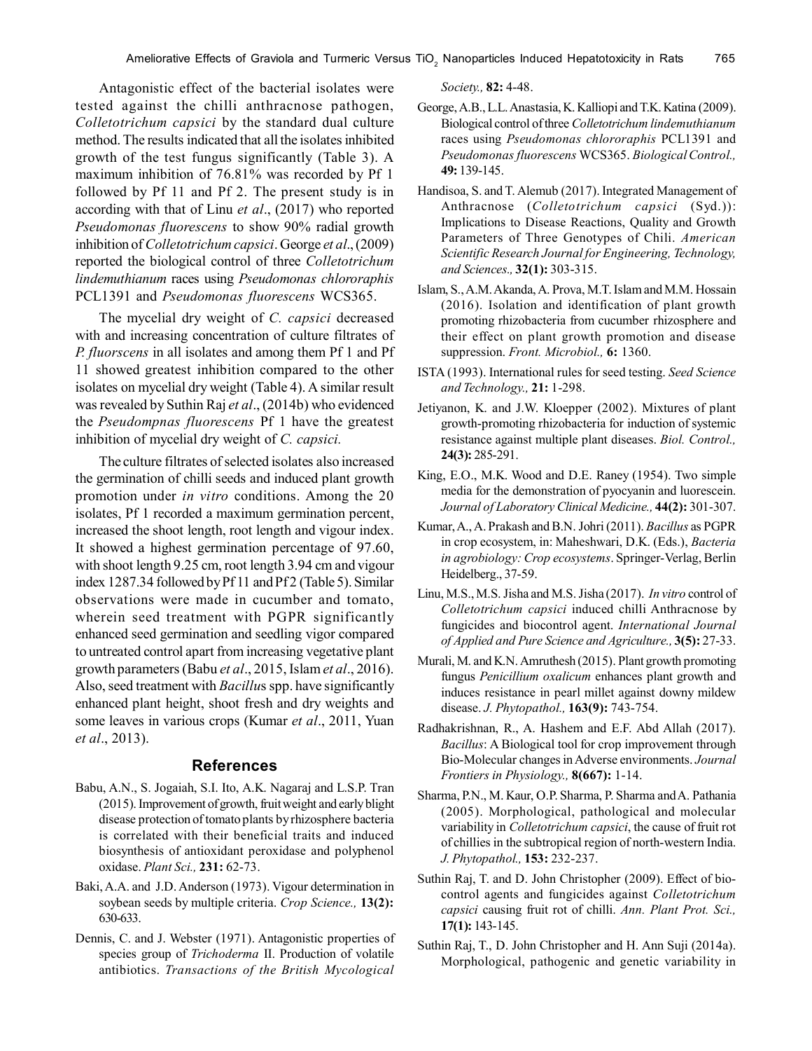Antagonistic effect of the bacterial isolates were tested against the chilli anthracnose pathogen, *Colletotrichum capsici* by the standard dual culture method. The results indicated that all the isolates inhibited growth of the test fungus significantly (Table 3). A maximum inhibition of 76.81% was recorded by Pf 1 followed by Pf 11 and Pf 2. The present study is in according with that of Linu *et al*., (2017) who reported *Pseudomonas fluorescens* to show 90% radial growth inhibition of *Colletotrichum capsici*. George *et al*., (2009) reported the biological control of three *Colletotrichum lindemuthianum* races using *Pseudomonas chlororaphis* PCL1391 and *Pseudomonas fluorescens* WCS365.

The mycelial dry weight of *C. capsici* decreased with and increasing concentration of culture filtrates of *P. fluorscens* in all isolates and among them Pf 1 and Pf 11 showed greatest inhibition compared to the other isolates on mycelial dry weight (Table 4). A similar result was revealed by Suthin Raj *et al*., (2014b) who evidenced the *Pseudompnas fluorescens* Pf 1 have the greatest inhibition of mycelial dry weight of *C. capsici.*

The culture filtrates of selected isolates also increased the germination of chilli seeds and induced plant growth promotion under *in vitro* conditions. Among the 20 isolates, Pf 1 recorded a maximum germination percent, increased the shoot length, root length and vigour index. It showed a highest germination percentage of 97.60, with shoot length 9.25 cm, root length 3.94 cm and vigour index 1287.34 followed by Pf 11 and Pf 2 (Table 5). Similar observations were made in cucumber and tomato, wherein seed treatment with PGPR significantly enhanced seed germination and seedling vigor compared to untreated control apart from increasing vegetative plant growth parameters (Babu *et al*., 2015, Islam *et al*., 2016). Also, seed treatment with *Bacillu*s spp. have significantly enhanced plant height, shoot fresh and dry weights and some leaves in various crops (Kumar *et al*., 2011, Yuan *et al*., 2013).

## References

Babu, A.N., S. Jogaiah, S.I. Ito, A.K. Nagaraj and L.S.P. Tran (2015). Improvement of growth, fruit weight and early blight disease protection of tomato plants by rhizosphere bacteria is correlated with their beneficial traits and induced biosynthesis of antioxidant peroxidase and polyphenol oxidase. *Plant Sci.,* **231:** 62-73.

Baki, A.A. and J.D. Anderson (1973). Vigour determination in soybean seeds by multiple criteria. *Crop Science.,* **13(2):** 630-633.

Dennis, C. and J. Webster (1971). Antagonistic properties of species group of *Trichoderma* II. Production of volatile antibiotics. *Transactions of the British Mycological Society.,* **82:** 4-48.

George, A.B., L.L. Anastasia, K. Kalliopi and T.K. Katina (2009). Biological control of three *Colletotrichum lindemuthianum* races using *Pseudomonas chlororaphis* PCL1391 and *Pseudomonas fluorescens* WCS365. *Biological Control.,* **49:** 139-145.

Handisoa, S. and T. Alemub (2017). Integrated Management of Anthracnose (*Colletotrichum capsici* (Syd.)): Implications to Disease Reactions, Quality and Growth Parameters of Three Genotypes of Chili. *American Scientific Research Journal for Engineering, Technology, and Sciences.,* **32(1):** 303-315.

Islam, S., A.M. Akanda, A. Prova, M.T. Islam and M.M. Hossain (2016). Isolation and identification of plant growth promoting rhizobacteria from cucumber rhizosphere and their effect on plant growth promotion and disease suppression. *Front. Microbiol.,* **6:** 1360.

ISTA (1993). International rules for seed testing. *Seed Science and Technology.,* **21:** 1-298.

Jetiyanon, K. and J.W. Kloepper (2002). Mixtures of plant growth-promoting rhizobacteria for induction of systemic resistance against multiple plant diseases. *Biol. Control.,* **24(3):** 285-291.

King, E.O., M.K. Wood and D.E. Raney (1954). Two simple media for the demonstration of pyocyanin and luorescein. *Journal of Laboratory Clinical Medicine.,* **44(2):** 301-307.

Kumar, A., A. Prakash and B.N. Johri (2011). *Bacillus* as PGPR in crop ecosystem, in: Maheshwari, D.K. (Eds.), *Bacteria in agrobiology: Crop ecosystems*. Springer-Verlag, Berlin Heidelberg., 37-59.

Linu, M.S., M.S. Jisha and M.S. Jisha (2017). *In vitro* control of *Colletotrichum capsici* induced chilli Anthracnose by fungicides and biocontrol agent. *International Journal of Applied and Pure Science and Agriculture.,* **3(5):** 27-33.

Murali, M. and K.N. Amruthesh (2015). Plant growth promoting fungus *Penicillium oxalicum* enhances plant growth and induces resistance in pearl millet against downy mildew disease. *J. Phytopathol.,* **163(9):** 743-754.

Radhakrishnan, R., A. Hashem and E.F. Abd Allah (2017). *Bacillus*: A Biological tool for crop improvement through Bio-Molecular changes in Adverse environments. *Journal Frontiers in Physiology.,* **8(667):** 1-14.

Sharma, P.N., M. Kaur, O.P. Sharma, P. Sharma and A. Pathania (2005). Morphological, pathological and molecular variability in *Colletotrichum capsici*, the cause of fruit rot of chillies in the subtropical region of north-western India. *J. Phytopathol.,* **153:** 232-237.

Suthin Raj, T. and D. John Christopher (2009). Effect of bio-control agents and fungicides against *Colletotrichum capsici* causing fruit rot of chilli. *Ann. Plant Prot. Sci.,* **17(1):** 143-145.

Suthin Raj, T., D. John Christopher and H. Ann Suji (2014a). Morphological, pathogenic and genetic variability in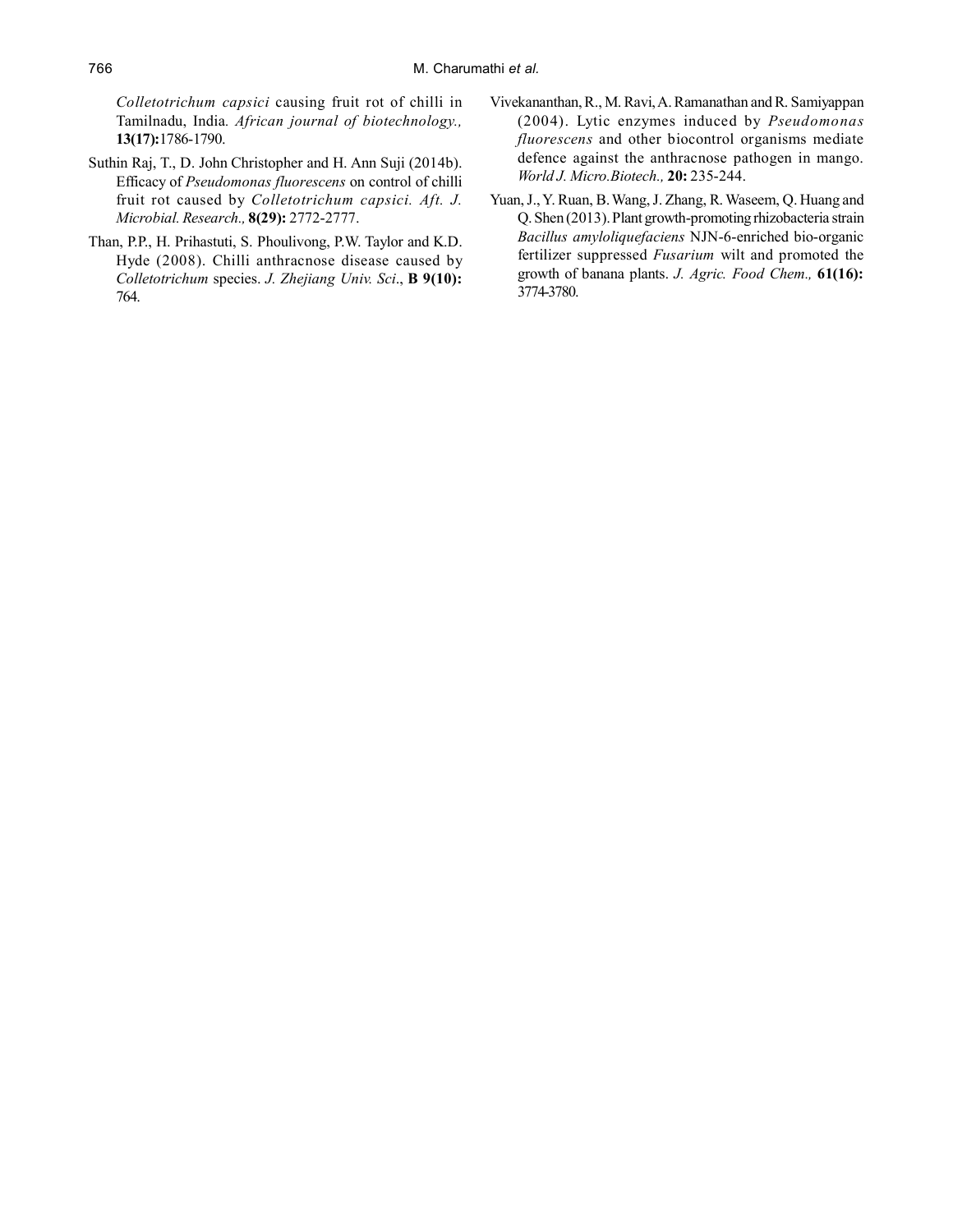*Colletotrichum capsici* causing fruit rot of chilli in Tamilnadu, India. *African journal of biotechnology.,* **13(17):**1786-1790.

Suthin Raj, T., D. John Christopher and H. Ann Suji (2014b). Efficacy of *Pseudomonas fluorescens* on control of chilli fruit rot caused by *Colletotrichum capsici. Aft. J. Microbial. Research.,* **8(29):** 2772-2777.

Than, P.P., H. Prihastuti, S. Phoulivong, P.W. Taylor and K.D. Hyde (2008). Chilli anthracnose disease caused by *Colletotrichum* species. *J. Zhejiang Univ. Sci*., **B 9(10):** 764.

Vivekananthan, R., M. Ravi, A. Ramanathan and R. Samiyappan (2004). Lytic enzymes induced by *Pseudomonas fluorescens* and other biocontrol organisms mediate defence against the anthracnose pathogen in mango. *World J. Micro.Biotech.,* **20:** 235-244.

Yuan, J., Y. Ruan, B. Wang, J. Zhang, R. Waseem, Q. Huang and Q. Shen (2013). Plant growth-promoting rhizobacteria strain *Bacillus amyloliquefaciens* NJN-6-enriched bio-organic fertilizer suppressed *Fusarium* wilt and promoted the growth of banana plants. *J. Agric. Food Chem.,* **61(16):** 3774-3780.